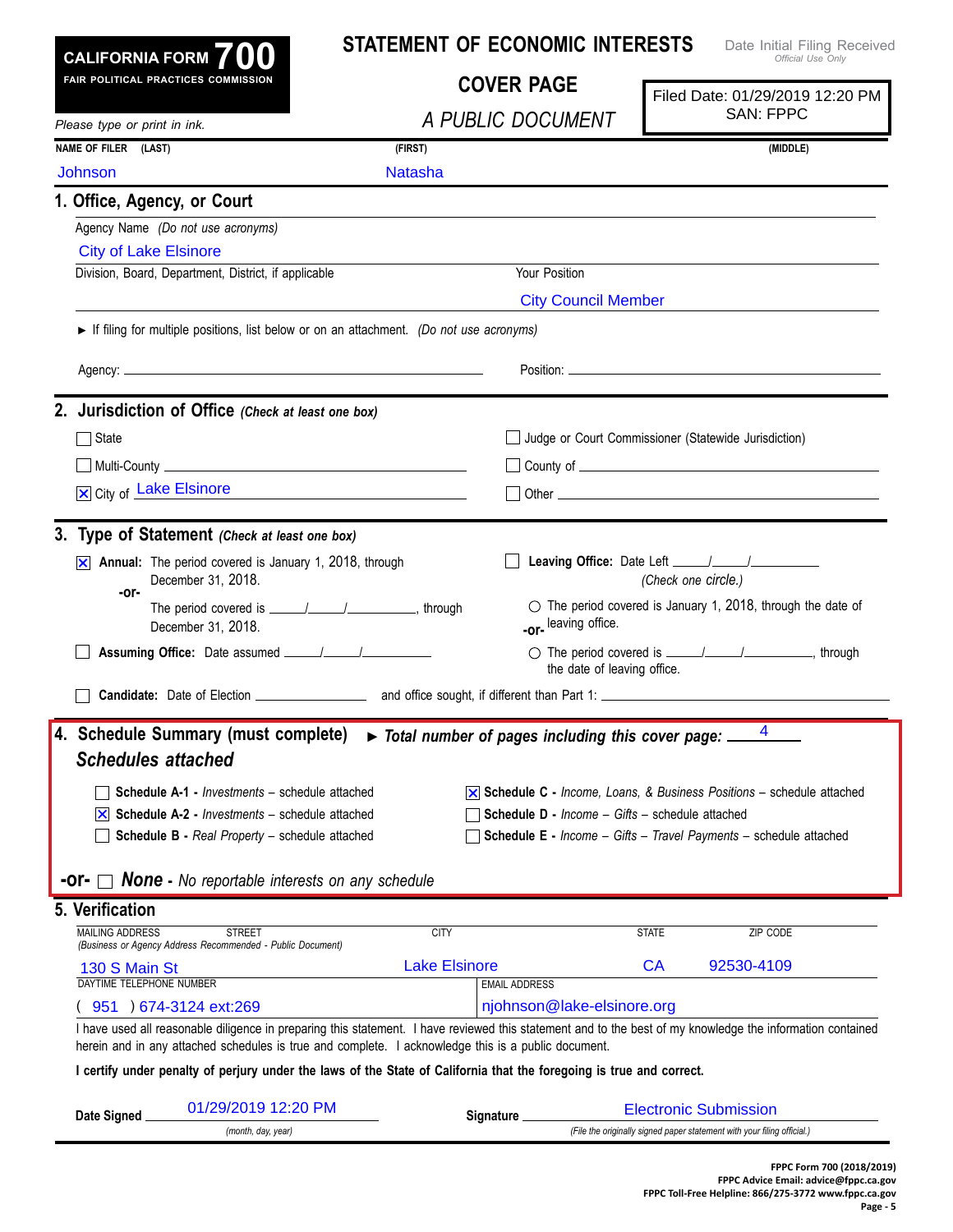**CALIFORNIA FORM 700**
FAIR POLITICAL PRACTICES COMMISSION

# STATEMENT OF ECONOMIC INTERESTS

## COVER PAGE

*A PUBLIC DOCUMENT*

Date Initial Filing Received
*Official Use Only*

Filed Date: 01/29/2019 12:20 PM
SAN: FPPC

*Please type or print in ink.*

| NAME OF FILER (LAST) | (FIRST) | (MIDDLE) |
|---|---|---|
| Johnson | Natasha | |

## 1. Office, Agency, or Court

Agency Name *(Do not use acronyms)*

City of Lake Elsinore

Division, Board, Department, District, if applicable:

Your Position: City Council Member

► If filing for multiple positions, list below or on an attachment. *(Do not use acronyms)*

Agency: ______________________ Position: ______________________

## 2. Jurisdiction of Office *(Check at least one box)*

- ☐ State
- ☐ Multi-County ______________________
- ☒ City of Lake Elsinore
- ☐ Judge or Court Commissioner (Statewide Jurisdiction)
- ☐ County of ______________________
- ☐ Other ______________________

## 3. Type of Statement *(Check at least one box)*

☒ **Annual:** The period covered is January 1, 2018, through December 31, 2018.

**-or-**

The period covered is ____/____/________, through December 31, 2018.

☐ **Assuming Office:** Date assumed ____/____/________

☐ **Leaving Office:** Date Left ____/____/________
*(Check one circle.)*

○ The period covered is January 1, 2018, through the date of leaving office.

**-or-**

○ The period covered is ____/____/________, through the date of leaving office.

☐ **Candidate:** Date of Election ____________ and office sought, if different than Part 1: ______________________

## 4. Schedule Summary (must complete) ► *Total number of pages including this cover page:* 4

***Schedules attached***

- ☐ **Schedule A-1** - *Investments* – schedule attached
- ☒ **Schedule A-2** - *Investments* – schedule attached
- ☐ **Schedule B** - *Real Property* – schedule attached
- ☒ **Schedule C** - *Income, Loans, & Business Positions* – schedule attached
- ☐ **Schedule D** - *Income – Gifts* – schedule attached
- ☐ **Schedule E** - *Income – Gifts – Travel Payments* – schedule attached

**-or-** ☐ ***None*** - *No reportable interests on any schedule*

## 5. Verification

| MAILING ADDRESS STREET *(Business or Agency Address Recommended - Public Document)* | CITY | STATE | ZIP CODE |
|---|---|---|---|
| 130 S Main St | Lake Elsinore | CA | 92530-4109 |

| DAYTIME TELEPHONE NUMBER | EMAIL ADDRESS |
|---|---|
| ( 951 ) 674-3124 ext:269 | njohnson@lake-elsinore.org |

I have used all reasonable diligence in preparing this statement. I have reviewed this statement and to the best of my knowledge the information contained herein and in any attached schedules is true and complete. I acknowledge this is a public document.

**I certify under penalty of perjury under the laws of the State of California that the foregoing is true and correct.**

**Date Signed** 01/29/2019 12:20 PM *(month, day, year)*

**Signature** Electronic Submission *(File the originally signed paper statement with your filing official.)*

FPPC Form 700 (2018/2019)
FPPC Advice Email: advice@fppc.ca.gov
FPPC Toll-Free Helpline: 866/275-3772 www.fppc.ca.gov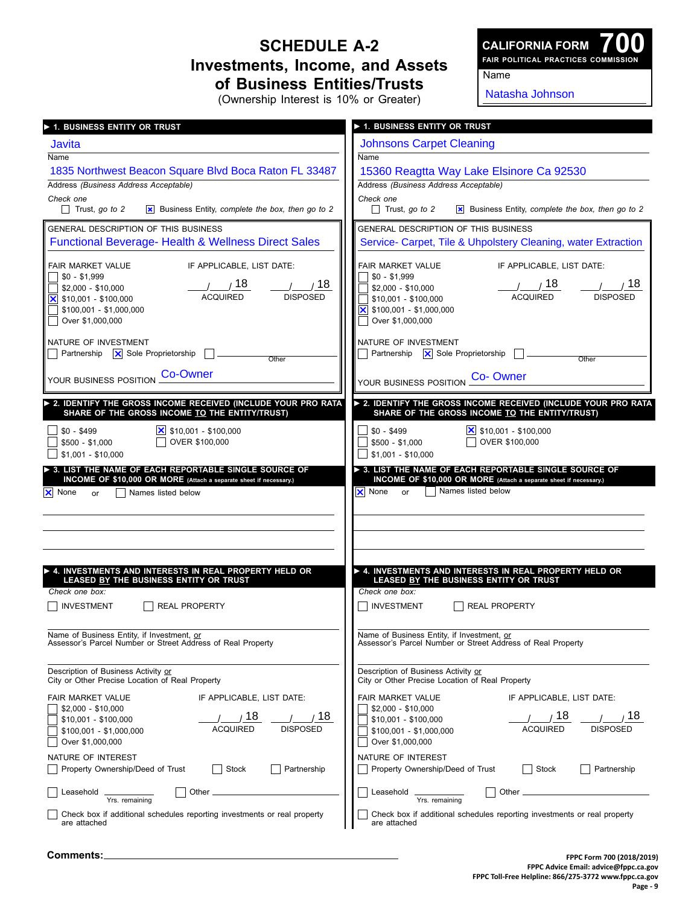# SCHEDULE A-2
## Investments, Income, and Assets of Business Entities/Trusts
(Ownership Interest is 10% or Greater)

**CALIFORNIA FORM 700**
FAIR POLITICAL PRACTICES COMMISSION

Name: Natasha Johnson

---

### ► 1. BUSINESS ENTITY OR TRUST

Name: Javita

Address *(Business Address Acceptable)*: 1835 Northwest Beacon Square Blvd Boca Raton FL 33487

*Check one*
- [ ] Trust, *go to 2*
- [x] Business Entity, *complete the box, then go to 2*

GENERAL DESCRIPTION OF THIS BUSINESS: Functional Beverage- Health & Wellness Direct Sales

FAIR MARKET VALUE
- [ ] $0 - $1,999
- [ ] $2,000 - $10,000
- [x] $10,001 - $100,000
- [ ] $100,001 - $1,000,000
- [ ] Over $1,000,000

IF APPLICABLE, LIST DATE: \_\_/\_\_/18 ACQUIRED \_\_/\_\_/18 DISPOSED

NATURE OF INVESTMENT
- [ ] Partnership
- [x] Sole Proprietorship
- [ ] Other

YOUR BUSINESS POSITION: Co-Owner

### ► 2. IDENTIFY THE GROSS INCOME RECEIVED (INCLUDE YOUR PRO RATA SHARE OF THE GROSS INCOME TO THE ENTITY/TRUST)

- [ ] $0 - $499
- [ ] $500 - $1,000
- [ ] $1,001 - $10,000
- [x] $10,001 - $100,000
- [ ] OVER $100,000

### ► 3. LIST THE NAME OF EACH REPORTABLE SINGLE SOURCE OF INCOME OF $10,000 OR MORE (Attach a separate sheet if necessary.)

- [x] None or
- [ ] Names listed below

### ► 4. INVESTMENTS AND INTERESTS IN REAL PROPERTY HELD OR LEASED BY THE BUSINESS ENTITY OR TRUST

*Check one box:*
- [ ] INVESTMENT
- [ ] REAL PROPERTY

Name of Business Entity, if Investment, or Assessor's Parcel Number or Street Address of Real Property:

Description of Business Activity or City or Other Precise Location of Real Property:

FAIR MARKET VALUE
- [ ] $2,000 - $10,000
- [ ] $10,001 - $100,000
- [ ] $100,001 - $1,000,000
- [ ] Over $1,000,000

IF APPLICABLE, LIST DATE: \_\_/\_\_/18 ACQUIRED \_\_/\_\_/18 DISPOSED

NATURE OF INTEREST
- [ ] Property Ownership/Deed of Trust
- [ ] Stock
- [ ] Partnership
- [ ] Leasehold \_\_\_\_ Yrs. remaining
- [ ] Other

- [ ] Check box if additional schedules reporting investments or real property are attached

---

### ► 1. BUSINESS ENTITY OR TRUST

Name: Johnsons Carpet Cleaning

Address *(Business Address Acceptable)*: 15360 Reagtta Way Lake Elsinore Ca 92530

*Check one*
- [ ] Trust, *go to 2*
- [x] Business Entity, *complete the box, then go to 2*

GENERAL DESCRIPTION OF THIS BUSINESS: Service- Carpet, Tile & Uhpolstery Cleaning, water Extraction

FAIR MARKET VALUE
- [ ] $0 - $1,999
- [ ] $2,000 - $10,000
- [ ] $10,001 - $100,000
- [x] $100,001 - $1,000,000
- [ ] Over $1,000,000

IF APPLICABLE, LIST DATE: \_\_/\_\_/18 ACQUIRED \_\_/\_\_/18 DISPOSED

NATURE OF INVESTMENT
- [ ] Partnership
- [x] Sole Proprietorship
- [ ] Other

YOUR BUSINESS POSITION: Co- Owner

### ► 2. IDENTIFY THE GROSS INCOME RECEIVED (INCLUDE YOUR PRO RATA SHARE OF THE GROSS INCOME TO THE ENTITY/TRUST)

- [ ] $0 - $499
- [ ] $500 - $1,000
- [ ] $1,001 - $10,000
- [x] $10,001 - $100,000
- [ ] OVER $100,000

### ► 3. LIST THE NAME OF EACH REPORTABLE SINGLE SOURCE OF INCOME OF $10,000 OR MORE (Attach a separate sheet if necessary.)

- [x] None or
- [ ] Names listed below

### ► 4. INVESTMENTS AND INTERESTS IN REAL PROPERTY HELD OR LEASED BY THE BUSINESS ENTITY OR TRUST

*Check one box:*
- [ ] INVESTMENT
- [ ] REAL PROPERTY

Name of Business Entity, if Investment, or Assessor's Parcel Number or Street Address of Real Property:

Description of Business Activity or City or Other Precise Location of Real Property:

FAIR MARKET VALUE
- [ ] $2,000 - $10,000
- [ ] $10,001 - $100,000
- [ ] $100,001 - $1,000,000
- [ ] Over $1,000,000

IF APPLICABLE, LIST DATE: \_\_/\_\_/18 ACQUIRED \_\_/\_\_/18 DISPOSED

NATURE OF INTEREST
- [ ] Property Ownership/Deed of Trust
- [ ] Stock
- [ ] Partnership
- [ ] Leasehold \_\_\_\_ Yrs. remaining
- [ ] Other

- [ ] Check box if additional schedules reporting investments or real property are attached

---

**Comments:**

FPPC Form 700 (2018/2019)
FPPC Advice Email: advice@fppc.ca.gov
FPPC Toll-Free Helpline: 866/275-3772 www.fppc.ca.gov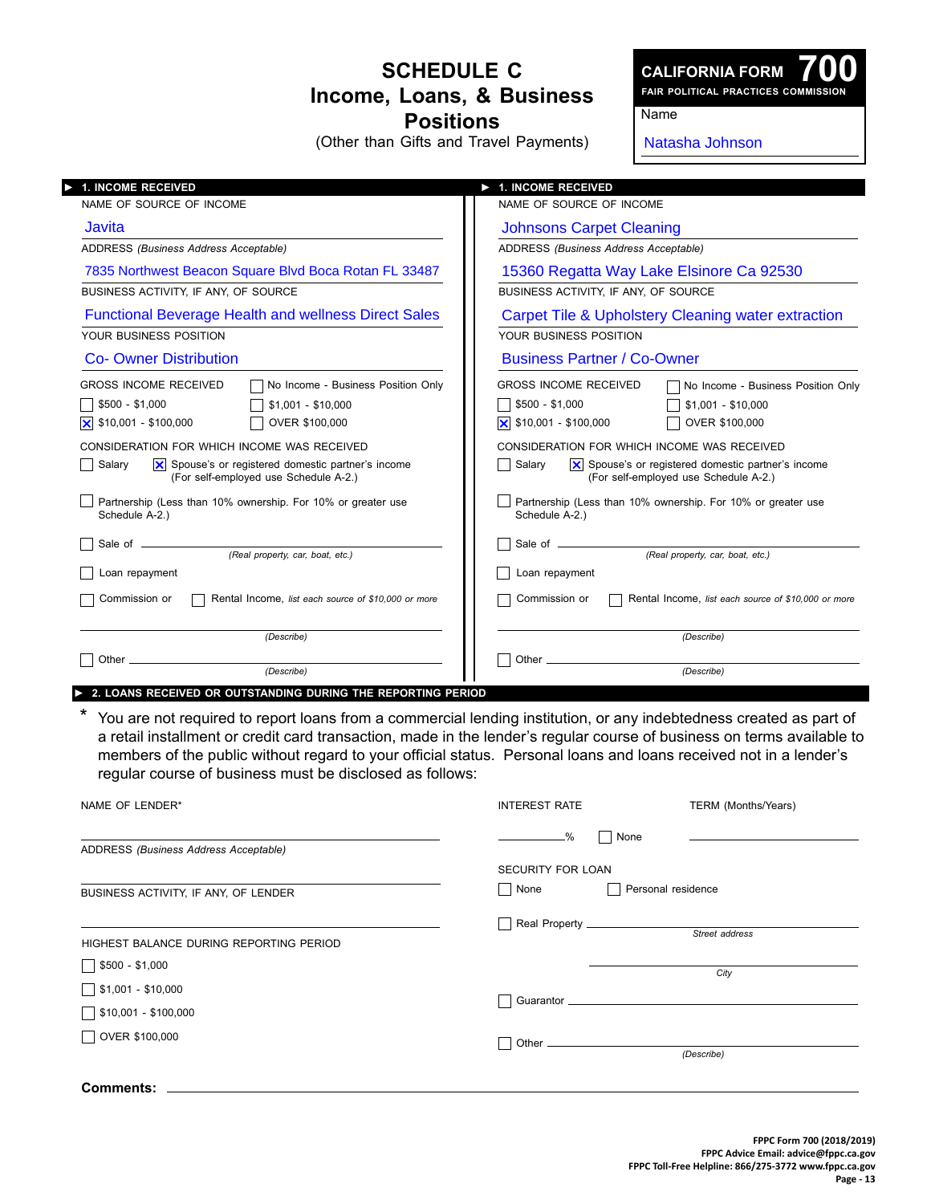# SCHEDULE C
# Income, Loans, & Business Positions

(Other than Gifts and Travel Payments)

**CALIFORNIA FORM 700**
**FAIR POLITICAL PRACTICES COMMISSION**

Name
Natasha Johnson

## ▶ 1. INCOME RECEIVED

NAME OF SOURCE OF INCOME
Javita

ADDRESS *(Business Address Acceptable)*
7835 Northwest Beacon Square Blvd Boca Rotan FL 33487

BUSINESS ACTIVITY, IF ANY, OF SOURCE
Functional Beverage Health and wellness Direct Sales

YOUR BUSINESS POSITION
Co- Owner Distribution

GROSS INCOME RECEIVED
- ☐ No Income - Business Position Only
- ☐ $500 - $1,000
- ☐ $1,001 - $10,000
- ☒ $10,001 - $100,000
- ☐ OVER $100,000

CONSIDERATION FOR WHICH INCOME WAS RECEIVED
- ☐ Salary
- ☒ Spouse's or registered domestic partner's income (For self-employed use Schedule A-2.)
- ☐ Partnership (Less than 10% ownership. For 10% or greater use Schedule A-2.)
- ☐ Sale of ____________ *(Real property, car, boat, etc.)*
- ☐ Loan repayment
- ☐ Commission or ☐ Rental Income, *list each source of $10,000 or more*

____________ *(Describe)*

- ☐ Other ____________ *(Describe)*

## ▶ 1. INCOME RECEIVED

NAME OF SOURCE OF INCOME
Johnsons Carpet Cleaning

ADDRESS *(Business Address Acceptable)*
15360 Regatta Way Lake Elsinore Ca 92530

BUSINESS ACTIVITY, IF ANY, OF SOURCE
Carpet Tile & Upholstery Cleaning water extraction

YOUR BUSINESS POSITION
Business Partner / Co-Owner

GROSS INCOME RECEIVED
- ☐ No Income - Business Position Only
- ☐ $500 - $1,000
- ☐ $1,001 - $10,000
- ☒ $10,001 - $100,000
- ☐ OVER $100,000

CONSIDERATION FOR WHICH INCOME WAS RECEIVED
- ☐ Salary
- ☒ Spouse's or registered domestic partner's income (For self-employed use Schedule A-2.)
- ☐ Partnership (Less than 10% ownership. For 10% or greater use Schedule A-2.)
- ☐ Sale of ____________ *(Real property, car, boat, etc.)*
- ☐ Loan repayment
- ☐ Commission or ☐ Rental Income, *list each source of $10,000 or more*

____________ *(Describe)*

- ☐ Other ____________ *(Describe)*

## ▶ 2. LOANS RECEIVED OR OUTSTANDING DURING THE REPORTING PERIOD

\* You are not required to report loans from a commercial lending institution, or any indebtedness created as part of a retail installment or credit card transaction, made in the lender's regular course of business on terms available to members of the public without regard to your official status. Personal loans and loans received not in a lender's regular course of business must be disclosed as follows:

NAME OF LENDER*
____________

ADDRESS *(Business Address Acceptable)*
____________

BUSINESS ACTIVITY, IF ANY, OF LENDER
____________

HIGHEST BALANCE DURING REPORTING PERIOD
- ☐ $500 - $1,000
- ☐ $1,001 - $10,000
- ☐ $10,001 - $100,000
- ☐ OVER $100,000

INTEREST RATE
________% ☐ None

TERM (Months/Years)
____________

SECURITY FOR LOAN
- ☐ None
- ☐ Personal residence
- ☐ Real Property ____________ *Street address*

  ____________ *City*
- ☐ Guarantor ____________
- ☐ Other ____________ *(Describe)*

**Comments:** ____________

FPPC Form 700 (2018/2019)
FPPC Advice Email: advice@fppc.ca.gov
FPPC Toll-Free Helpline: 866/275-3772 www.fppc.ca.gov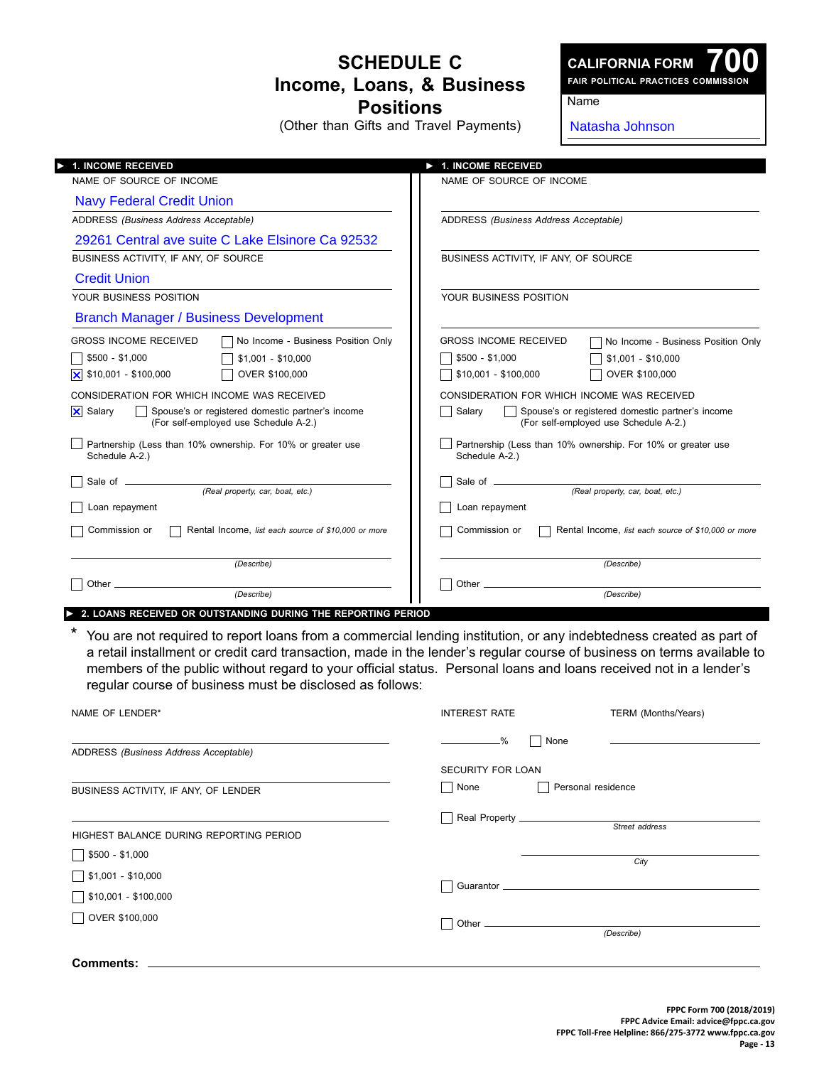# SCHEDULE C
## Income, Loans, & Business Positions
(Other than Gifts and Travel Payments)

**CALIFORNIA FORM 700**
FAIR POLITICAL PRACTICES COMMISSION

Name

Natasha Johnson

### ► 1. INCOME RECEIVED

NAME OF SOURCE OF INCOME

Navy Federal Credit Union

ADDRESS *(Business Address Acceptable)*

29261 Central ave suite C Lake Elsinore Ca 92532

BUSINESS ACTIVITY, IF ANY, OF SOURCE

Credit Union

YOUR BUSINESS POSITION

Branch Manager / Business Development

GROSS INCOME RECEIVED

- [ ] No Income - Business Position Only
- [ ] $500 - $1,000
- [ ] $1,001 - $10,000
- [x] $10,001 - $100,000
- [ ] OVER $100,000

CONSIDERATION FOR WHICH INCOME WAS RECEIVED

- [x] Salary
- [ ] Spouse's or registered domestic partner's income (For self-employed use Schedule A-2.)
- [ ] Partnership (Less than 10% ownership. For 10% or greater use Schedule A-2.)
- [ ] Sale of ______ *(Real property, car, boat, etc.)*
- [ ] Loan repayment
- [ ] Commission or [ ] Rental Income, *list each source of $10,000 or more*

______ *(Describe)*

- [ ] Other ______ *(Describe)*

### ► 1. INCOME RECEIVED

NAME OF SOURCE OF INCOME

ADDRESS *(Business Address Acceptable)*

BUSINESS ACTIVITY, IF ANY, OF SOURCE

YOUR BUSINESS POSITION

GROSS INCOME RECEIVED

- [ ] No Income - Business Position Only
- [ ] $500 - $1,000
- [ ] $1,001 - $10,000
- [ ] $10,001 - $100,000
- [ ] OVER $100,000

CONSIDERATION FOR WHICH INCOME WAS RECEIVED

- [ ] Salary
- [ ] Spouse's or registered domestic partner's income (For self-employed use Schedule A-2.)
- [ ] Partnership (Less than 10% ownership. For 10% or greater use Schedule A-2.)
- [ ] Sale of ______ *(Real property, car, boat, etc.)*
- [ ] Loan repayment
- [ ] Commission or [ ] Rental Income, *list each source of $10,000 or more*

______ *(Describe)*

- [ ] Other ______ *(Describe)*

### ► 2. LOANS RECEIVED OR OUTSTANDING DURING THE REPORTING PERIOD

\* You are not required to report loans from a commercial lending institution, or any indebtedness created as part of a retail installment or credit card transaction, made in the lender's regular course of business on terms available to members of the public without regard to your official status. Personal loans and loans received not in a lender's regular course of business must be disclosed as follows:

NAME OF LENDER*

ADDRESS *(Business Address Acceptable)*

BUSINESS ACTIVITY, IF ANY, OF LENDER

HIGHEST BALANCE DURING REPORTING PERIOD

- [ ] $500 - $1,000
- [ ] $1,001 - $10,000
- [ ] $10,001 - $100,000
- [ ] OVER $100,000

INTEREST RATE

______% [ ] None

TERM (Months/Years)

SECURITY FOR LOAN

- [ ] None
- [ ] Personal residence
- [ ] Real Property ______ *Street address*

______ *City*

- [ ] Guarantor ______
- [ ] Other ______ *(Describe)*

**Comments:** ______

FPPC Form 700 (2018/2019)
FPPC Advice Email: advice@fppc.ca.gov
FPPC Toll-Free Helpline: 866/275-3772 www.fppc.ca.gov